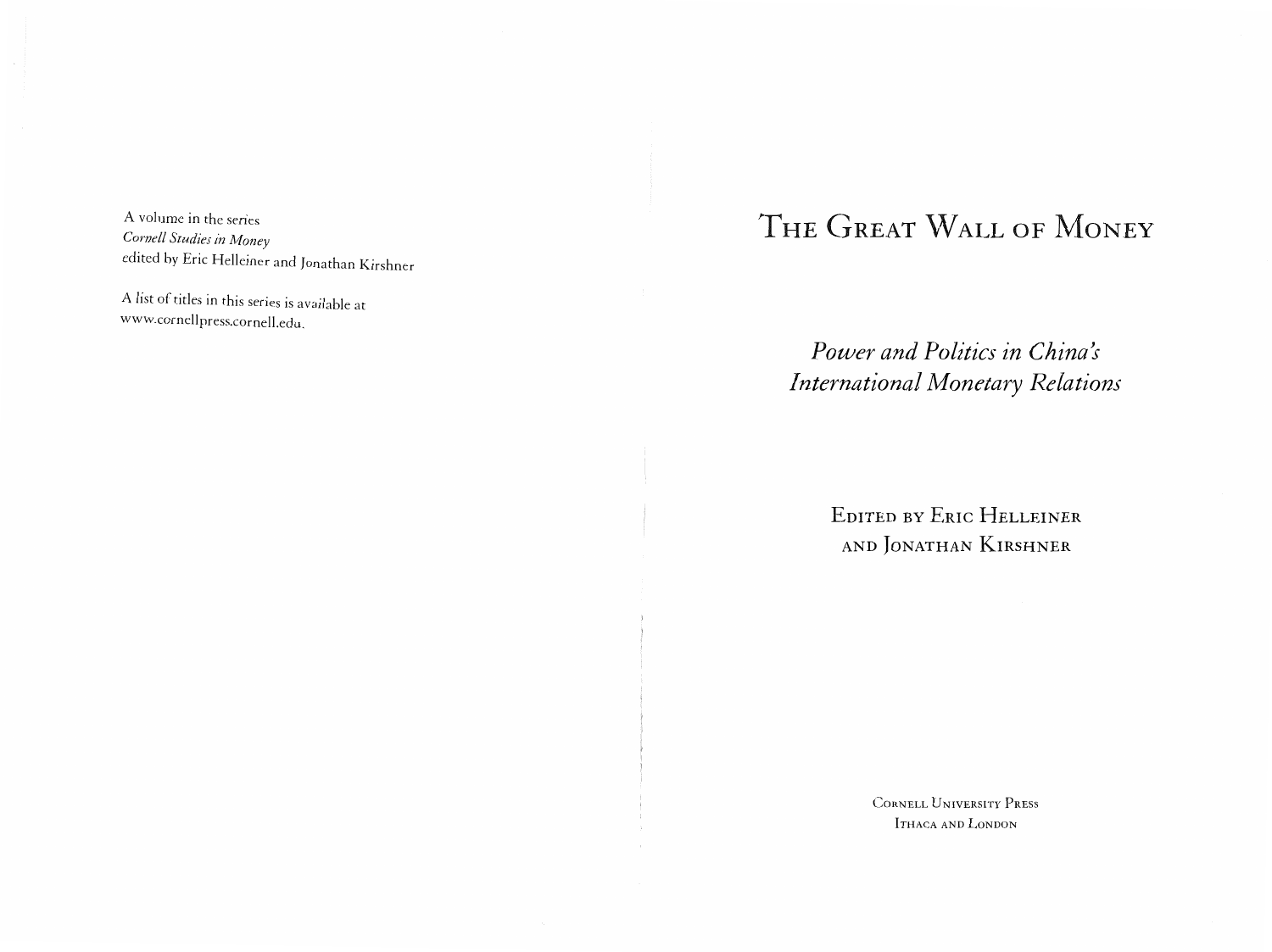A volume in the series
*Cornell Studies in Money*
edited by Eric Helleiner and Jonathan Kirshner

A list of titles in this series is available at
www.cornellpress.cornell.edu.

# The Great Wall of Money

## *Power and Politics in China's International Monetary Relations*

Edited by Eric Helleiner
and Jonathan Kirshner

Cornell University Press
Ithaca and London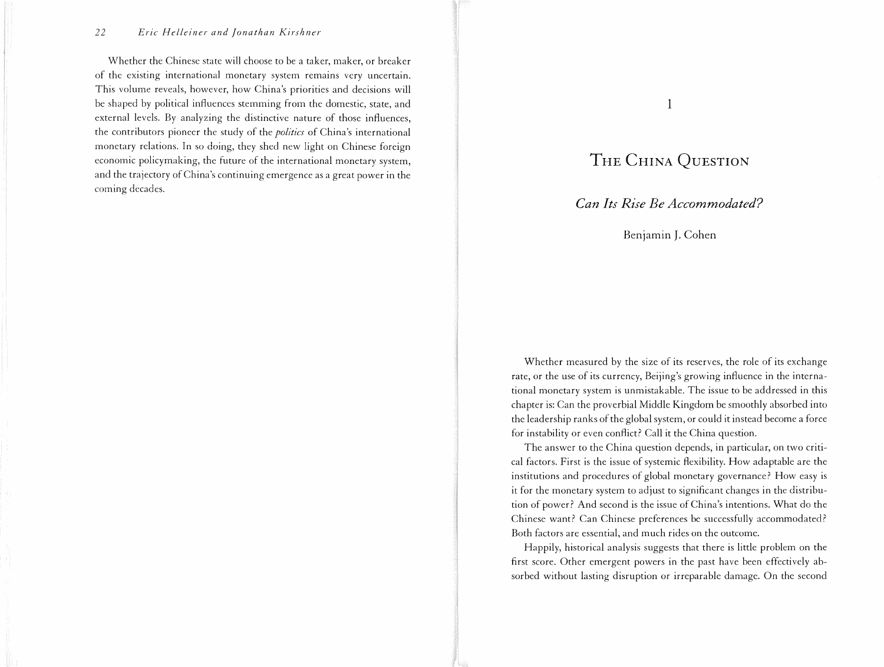Whether the Chinese state will choose to be a taker, maker, or breaker of the existing international monetary system remains very uncertain. This volume reveals, however, how China's priorities and decisions will be shaped by political influences stemming from the domestic, state, and external levels. By analyzing the distinctive nature of those influences, the contributors pioneer the study of the *politics* of China's international monetary relations. In so doing, they shed new light on Chinese foreign economic policymaking, the future of the international monetary system, and the trajectory of China's continuing emergence as a great power in the coming decades.

# 1

# The China Question

## *Can Its Rise Be Accommodated?*

Benjamin J. Cohen

Whether measured by the size of its reserves, the role of its exchange rate, or the use of its currency, Beijing's growing influence in the international monetary system is unmistakable. The issue to be addressed in this chapter is: Can the proverbial Middle Kingdom be smoothly absorbed into the leadership ranks of the global system, or could it instead become a force for instability or even conflict? Call it the China question.

The answer to the China question depends, in particular, on two critical factors. First is the issue of systemic flexibility. How adaptable are the institutions and procedures of global monetary governance? How easy is it for the monetary system to adjust to significant changes in the distribution of power? And second is the issue of China's intentions. What do the Chinese want? Can Chinese preferences be successfully accommodated? Both factors are essential, and much rides on the outcome.

Happily, historical analysis suggests that there is little problem on the first score. Other emergent powers in the past have been effectively absorbed without lasting disruption or irreparable damage. On the second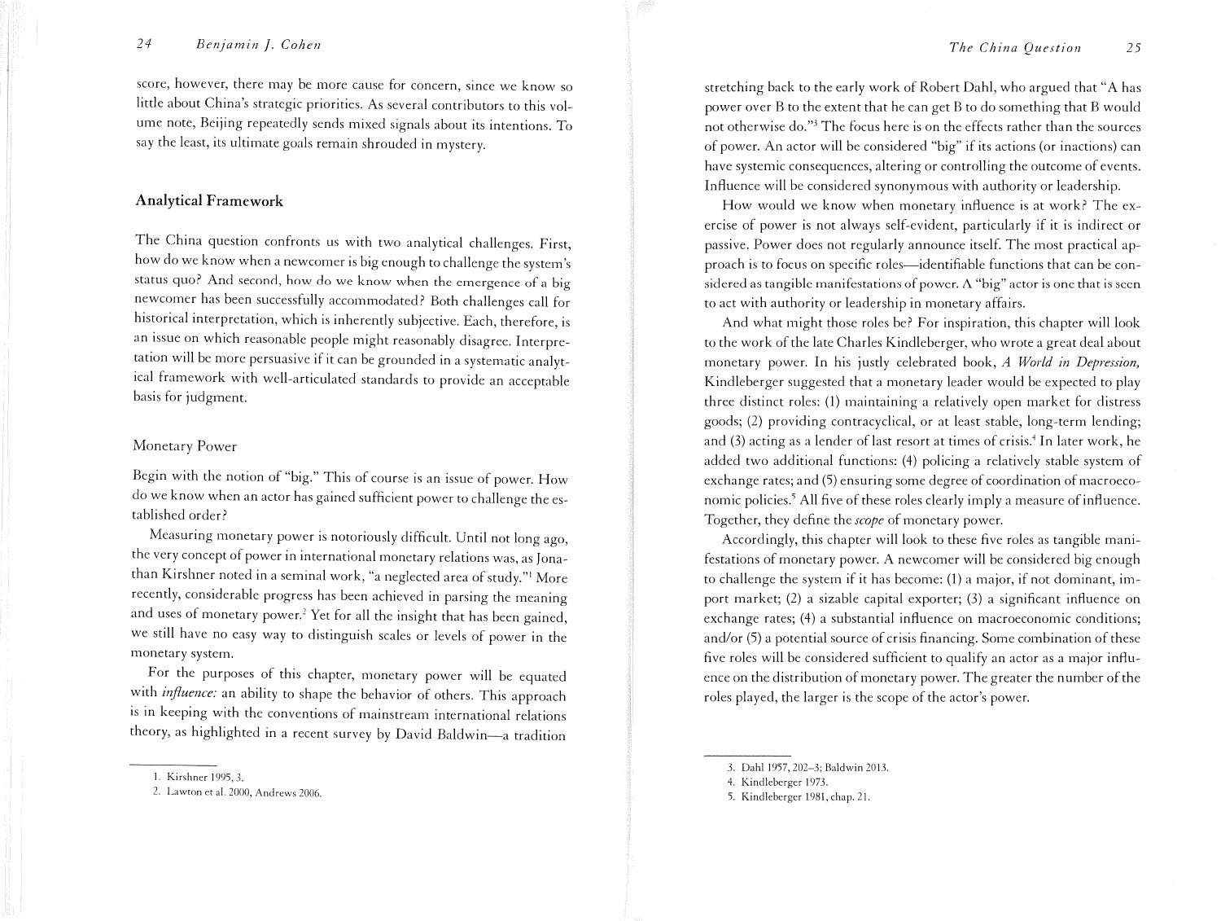score, however, there may be more cause for concern, since we know so little about China's strategic priorities. As several contributors to this volume note, Beijing repeatedly sends mixed signals about its intentions. To say the least, its ultimate goals remain shrouded in mystery.

## Analytical Framework

The China question confronts us with two analytical challenges. First, how do we know when a newcomer is big enough to challenge the system's status quo? And second, how do we know when the emergence of a big newcomer has been successfully accommodated? Both challenges call for historical interpretation, which is inherently subjective. Each, therefore, is an issue on which reasonable people might reasonably disagree. Interpretation will be more persuasive if it can be grounded in a systematic analytical framework with well-articulated standards to provide an acceptable basis for judgment.

### Monetary Power

Begin with the notion of "big." This of course is an issue of power. How do we know when an actor has gained sufficient power to challenge the established order?

Measuring monetary power is notoriously difficult. Until not long ago, the very concept of power in international monetary relations was, as Jonathan Kirshner noted in a seminal work, "a neglected area of study."[1] More recently, considerable progress has been achieved in parsing the meaning and uses of monetary power.[2] Yet for all the insight that has been gained, we still have no easy way to distinguish scales or levels of power in the monetary system.

For the purposes of this chapter, monetary power will be equated with *influence:* an ability to shape the behavior of others. This approach is in keeping with the conventions of mainstream international relations theory, as highlighted in a recent survey by David Baldwin—a tradition stretching back to the early work of Robert Dahl, who argued that "A has power over B to the extent that he can get B to do something that B would not otherwise do."[3] The focus here is on the effects rather than the sources of power. An actor will be considered "big" if its actions (or inactions) can have systemic consequences, altering or controlling the outcome of events. Influence will be considered synonymous with authority or leadership.

How would we know when monetary influence is at work? The exercise of power is not always self-evident, particularly if it is indirect or passive. Power does not regularly announce itself. The most practical approach is to focus on specific roles—identifiable functions that can be considered as tangible manifestations of power. A "big" actor is one that is seen to act with authority or leadership in monetary affairs.

And what might those roles be? For inspiration, this chapter will look to the work of the late Charles Kindleberger, who wrote a great deal about monetary power. In his justly celebrated book, *A World in Depression,* Kindleberger suggested that a monetary leader would be expected to play three distinct roles: (1) maintaining a relatively open market for distress goods; (2) providing contracyclical, or at least stable, long-term lending; and (3) acting as a lender of last resort at times of crisis.[4] In later work, he added two additional functions: (4) policing a relatively stable system of exchange rates; and (5) ensuring some degree of coordination of macroeconomic policies.[5] All five of these roles clearly imply a measure of influence. Together, they define the *scope* of monetary power.

Accordingly, this chapter will look to these five roles as tangible manifestations of monetary power. A newcomer will be considered big enough to challenge the system if it has become: (1) a major, if not dominant, import market; (2) a sizable capital exporter; (3) a significant influence on exchange rates; (4) a substantial influence on macroeconomic conditions; and/or (5) a potential source of crisis financing. Some combination of these five roles will be considered sufficient to qualify an actor as a major influence on the distribution of monetary power. The greater the number of the roles played, the larger is the scope of the actor's power.

---

1. Kirshner 1995, 3.
2. Lawton et al. 2000, Andrews 2006.
3. Dahl 1957, 202–3; Baldwin 2013.
4. Kindleberger 1973.
5. Kindleberger 1981, chap. 21.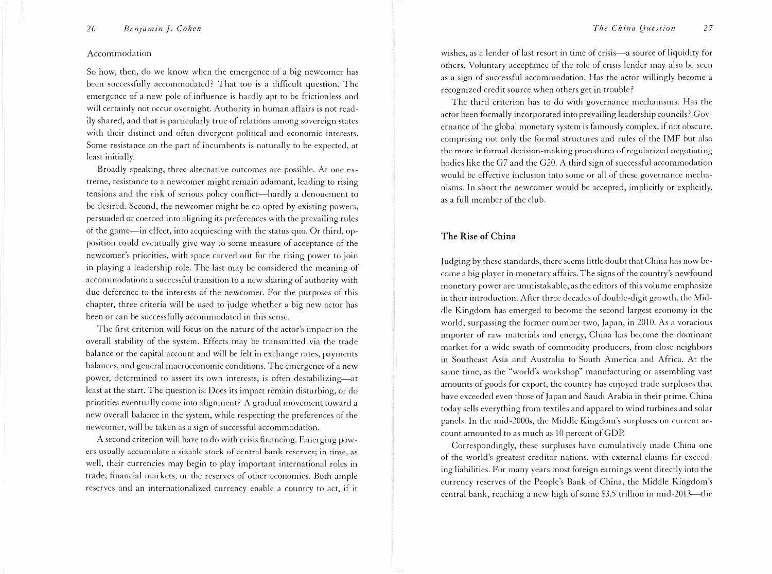### Accommodation

So how, then, do we know when the emergence of a big newcomer has been successfully accommodated? That too is a difficult question. The emergence of a new pole of influence is hardly apt to be frictionless and will certainly not occur overnight. Authority in human affairs is not readily shared, and that is particularly true of relations among sovereign states with their distinct and often divergent political and economic interests. Some resistance on the part of incumbents is naturally to be expected, at least initially.

Broadly speaking, three alternative outcomes are possible. At one extreme, resistance to a newcomer might remain adamant, leading to rising tensions and the risk of serious policy conflict—hardly a denouement to be desired. Second, the newcomer might be co-opted by existing powers, persuaded or coerced into aligning its preferences with the prevailing rules of the game—in effect, into acquiescing with the status quo. Or third, opposition could eventually give way to some measure of acceptance of the newcomer's priorities, with space carved out for the rising power to join in playing a leadership role. The last may be considered the meaning of accommodation: a successful transition to a new sharing of authority with due deference to the interests of the newcomer. For the purposes of this chapter, three criteria will be used to judge whether a big new actor has been or can be successfully accommodated in this sense.

The first criterion will focus on the nature of the actor's impact on the overall stability of the system. Effects may be transmitted via the trade balance or the capital account and will be felt in exchange rates, payments balances, and general macroeconomic conditions. The emergence of a new power, determined to assert its own interests, is often destabilizing—at least at the start. The question is: Does its impact remain disturbing, or do priorities eventually come into alignment? A gradual movement toward a new overall balance in the system, while respecting the preferences of the newcomer, will be taken as a sign of successful accommodation.

A second criterion will have to do with crisis financing. Emerging powers usually accumulate a sizable stock of central bank reserves; in time, as well, their currencies may begin to play important international roles in trade, financial markets, or the reserves of other economies. Both ample reserves and an internationalized currency enable a country to act, if it wishes, as a lender of last resort in time of crisis—a source of liquidity for others. Voluntary acceptance of the role of crisis lender may also be seen as a sign of successful accommodation. Has the actor willingly become a recognized credit source when others get in trouble?

The third criterion has to do with governance mechanisms. Has the actor been formally incorporated into prevailing leadership councils? Governance of the global monetary system is famously complex, if not obscure, comprising not only the formal structures and rules of the IMF but also the more informal decision-making procedures of regularized negotiating bodies like the G7 and the G20. A third sign of successful accommodation would be effective inclusion into some or all of these governance mechanisms. In short the newcomer would be accepted, implicitly or explicitly, as a full member of the club.

## The Rise of China

Judging by these standards, there seems little doubt that China has now become a big player in monetary affairs. The signs of the country's newfound monetary power are unmistakable, as the editors of this volume emphasize in their introduction. After three decades of double-digit growth, the Middle Kingdom has emerged to become the second largest economy in the world, surpassing the former number two, Japan, in 2010. As a voracious importer of raw materials and energy, China has become the dominant market for a wide swath of commodity producers, from close neighbors in Southeast Asia and Australia to South America and Africa. At the same time, as the "world's workshop" manufacturing or assembling vast amounts of goods for export, the country has enjoyed trade surpluses that have exceeded even those of Japan and Saudi Arabia in their prime. China today sells everything from textiles and apparel to wind turbines and solar panels. In the mid-2000s, the Middle Kingdom's surpluses on current account amounted to as much as 10 percent of GDP.

Correspondingly, these surpluses have cumulatively made China one of the world's greatest creditor nations, with external claims far exceeding liabilities. For many years most foreign earnings went directly into the currency reserves of the People's Bank of China, the Middle Kingdom's central bank, reaching a new high of some $3.5 trillion in mid-2013—the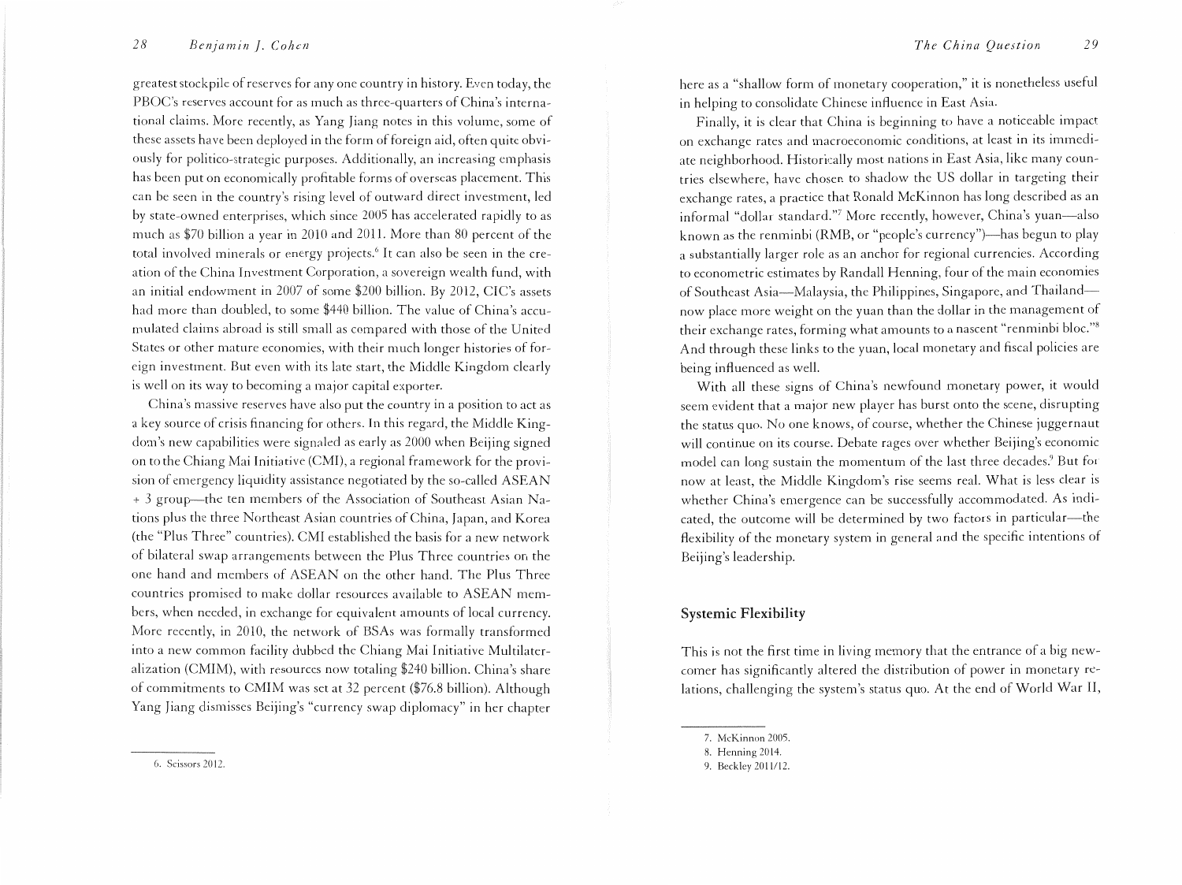greatest stockpile of reserves for any one country in history. Even today, the PBOC's reserves account for as much as three-quarters of China's international claims. More recently, as Yang Jiang notes in this volume, some of these assets have been deployed in the form of foreign aid, often quite obviously for politico-strategic purposes. Additionally, an increasing emphasis has been put on economically profitable forms of overseas placement. This can be seen in the country's rising level of outward direct investment, led by state-owned enterprises, which since 2005 has accelerated rapidly to as much as $70 billion a year in 2010 and 2011. More than 80 percent of the total involved minerals or energy projects.[6] It can also be seen in the creation of the China Investment Corporation, a sovereign wealth fund, with an initial endowment in 2007 of some $200 billion. By 2012, CIC's assets had more than doubled, to some $440 billion. The value of China's accumulated claims abroad is still small as compared with those of the United States or other mature economies, with their much longer histories of foreign investment. But even with its late start, the Middle Kingdom clearly is well on its way to becoming a major capital exporter.

China's massive reserves have also put the country in a position to act as a key source of crisis financing for others. In this regard, the Middle Kingdom's new capabilities were signaled as early as 2000 when Beijing signed on to the Chiang Mai Initiative (CMI), a regional framework for the provision of emergency liquidity assistance negotiated by the so-called ASEAN + 3 group—the ten members of the Association of Southeast Asian Nations plus the three Northeast Asian countries of China, Japan, and Korea (the "Plus Three" countries). CMI established the basis for a new network of bilateral swap arrangements between the Plus Three countries on the one hand and members of ASEAN on the other hand. The Plus Three countries promised to make dollar resources available to ASEAN members, when needed, in exchange for equivalent amounts of local currency. More recently, in 2010, the network of BSAs was formally transformed into a new common facility dubbed the Chiang Mai Initiative Multilateralization (CMIM), with resources now totaling $240 billion. China's share of commitments to CMIM was set at 32 percent ($76.8 billion). Although Yang Jiang dismisses Beijing's "currency swap diplomacy" in her chapter here as a "shallow form of monetary cooperation," it is nonetheless useful in helping to consolidate Chinese influence in East Asia.

Finally, it is clear that China is beginning to have a noticeable impact on exchange rates and macroeconomic conditions, at least in its immediate neighborhood. Historically most nations in East Asia, like many countries elsewhere, have chosen to shadow the US dollar in targeting their exchange rates, a practice that Ronald McKinnon has long described as an informal "dollar standard."[7] More recently, however, China's yuan—also known as the renminbi (RMB, or "people's currency")—has begun to play a substantially larger role as an anchor for regional currencies. According to econometric estimates by Randall Henning, four of the main economies of Southeast Asia—Malaysia, the Philippines, Singapore, and Thailand—now place more weight on the yuan than the dollar in the management of their exchange rates, forming what amounts to a nascent "renminbi bloc."[8] And through these links to the yuan, local monetary and fiscal policies are being influenced as well.

With all these signs of China's newfound monetary power, it would seem evident that a major new player has burst onto the scene, disrupting the status quo. No one knows, of course, whether the Chinese juggernaut will continue on its course. Debate rages over whether Beijing's economic model can long sustain the momentum of the last three decades.[9] But for now at least, the Middle Kingdom's rise seems real. What is less clear is whether China's emergence can be successfully accommodated. As indicated, the outcome will be determined by two factors in particular—the flexibility of the monetary system in general and the specific intentions of Beijing's leadership.

## Systemic Flexibility

This is not the first time in living memory that the entrance of a big newcomer has significantly altered the distribution of power in monetary relations, challenging the system's status quo. At the end of World War II,

---

6. Scissors 2012.

7. McKinnon 2005.

8. Henning 2014.

9. Beckley 2011/12.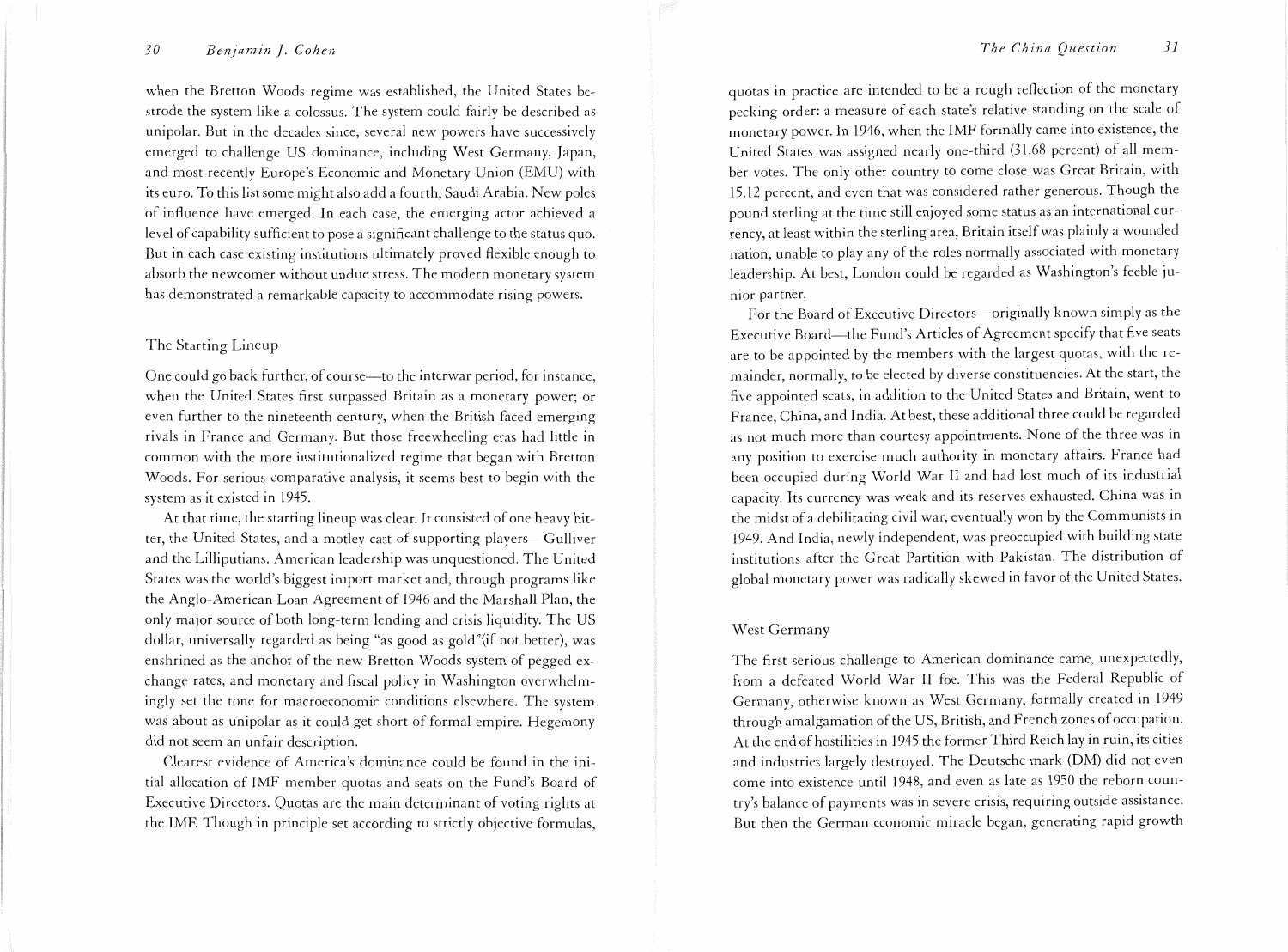when the Bretton Woods regime was established, the United States bestrode the system like a colossus. The system could fairly be described as unipolar. But in the decades since, several new powers have successively emerged to challenge US dominance, including West Germany, Japan, and most recently Europe's Economic and Monetary Union (EMU) with its euro. To this list some might also add a fourth, Saudi Arabia. New poles of influence have emerged. In each case, the emerging actor achieved a level of capability sufficient to pose a significant challenge to the status quo. But in each case existing institutions ultimately proved flexible enough to absorb the newcomer without undue stress. The modern monetary system has demonstrated a remarkable capacity to accommodate rising powers.

## The Starting Lineup

One could go back further, of course—to the interwar period, for instance, when the United States first surpassed Britain as a monetary power; or even further to the nineteenth century, when the British faced emerging rivals in France and Germany. But those freewheeling eras had little in common with the more institutionalized regime that began with Bretton Woods. For serious comparative analysis, it seems best to begin with the system as it existed in 1945.

At that time, the starting lineup was clear. It consisted of one heavy hitter, the United States, and a motley cast of supporting players—Gulliver and the Lilliputians. American leadership was unquestioned. The United States was the world's biggest import market and, through programs like the Anglo-American Loan Agreement of 1946 and the Marshall Plan, the only major source of both long-term lending and crisis liquidity. The US dollar, universally regarded as being "as good as gold"(if not better), was enshrined as the anchor of the new Bretton Woods system of pegged exchange rates, and monetary and fiscal policy in Washington overwhelmingly set the tone for macroeconomic conditions elsewhere. The system was about as unipolar as it could get short of formal empire. Hegemony did not seem an unfair description.

Clearest evidence of America's dominance could be found in the initial allocation of IMF member quotas and seats on the Fund's Board of Executive Directors. Quotas are the main determinant of voting rights at the IMF. Though in principle set according to strictly objective formulas, quotas in practice are intended to be a rough reflection of the monetary pecking order: a measure of each state's relative standing on the scale of monetary power. In 1946, when the IMF formally came into existence, the United States was assigned nearly one-third (31.68 percent) of all member votes. The only other country to come close was Great Britain, with 15.12 percent, and even that was considered rather generous. Though the pound sterling at the time still enjoyed some status as an international currency, at least within the sterling area, Britain itself was plainly a wounded nation, unable to play any of the roles normally associated with monetary leadership. At best, London could be regarded as Washington's feeble junior partner.

For the Board of Executive Directors—originally known simply as the Executive Board—the Fund's Articles of Agreement specify that five seats are to be appointed by the members with the largest quotas, with the remainder, normally, to be elected by diverse constituencies. At the start, the five appointed seats, in addition to the United States and Britain, went to France, China, and India. At best, these additional three could be regarded as not much more than courtesy appointments. None of the three was in any position to exercise much authority in monetary affairs. France had been occupied during World War II and had lost much of its industrial capacity. Its currency was weak and its reserves exhausted. China was in the midst of a debilitating civil war, eventually won by the Communists in 1949. And India, newly independent, was preoccupied with building state institutions after the Great Partition with Pakistan. The distribution of global monetary power was radically skewed in favor of the United States.

## West Germany

The first serious challenge to American dominance came, unexpectedly, from a defeated World War II foe. This was the Federal Republic of Germany, otherwise known as West Germany, formally created in 1949 through amalgamation of the US, British, and French zones of occupation. At the end of hostilities in 1945 the former Third Reich lay in ruin, its cities and industries largely destroyed. The Deutsche mark (DM) did not even come into existence until 1948, and even as late as 1950 the reborn country's balance of payments was in severe crisis, requiring outside assistance. But then the German economic miracle began, generating rapid growth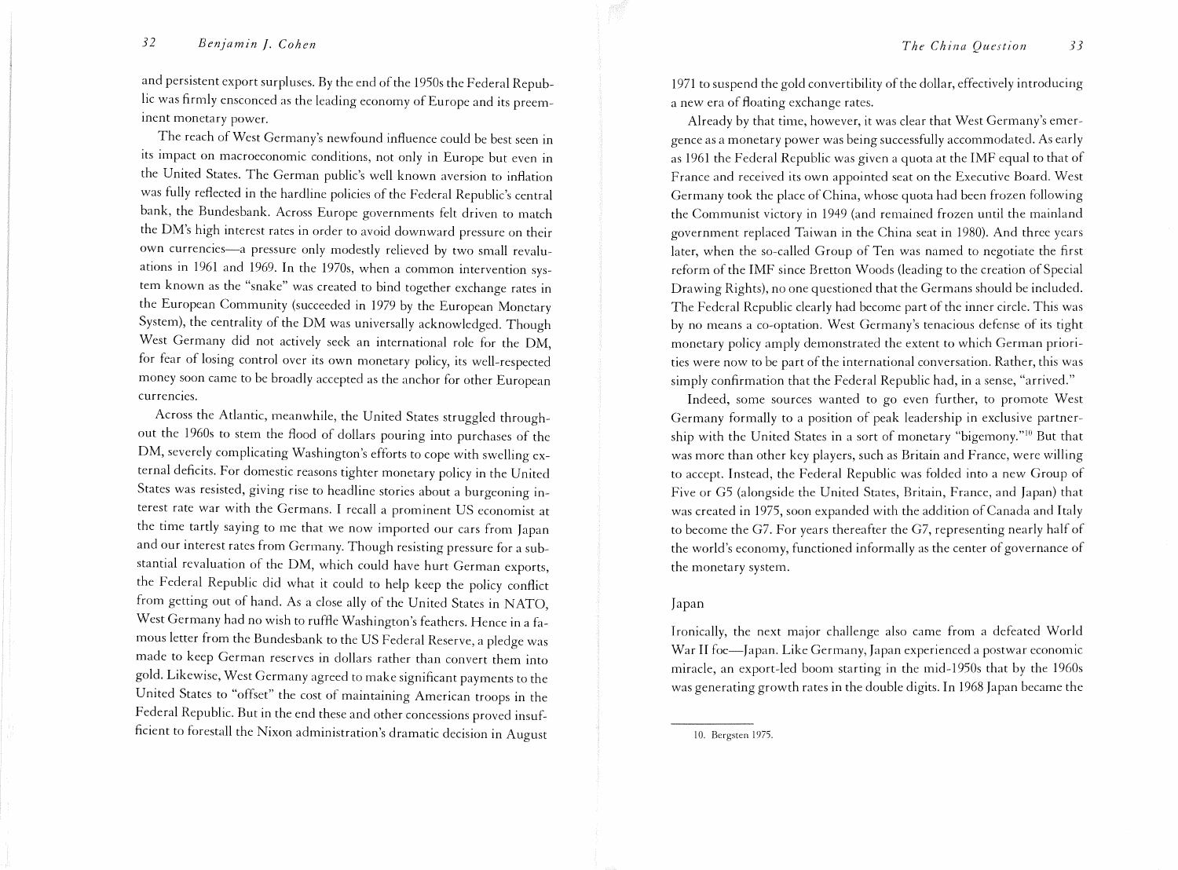and persistent export surpluses. By the end of the 1950s the Federal Republic was firmly ensconced as the leading economy of Europe and its preeminent monetary power.

The reach of West Germany's newfound influence could be best seen in its impact on macroeconomic conditions, not only in Europe but even in the United States. The German public's well known aversion to inflation was fully reflected in the hardline policies of the Federal Republic's central bank, the Bundesbank. Across Europe governments felt driven to match the DM's high interest rates in order to avoid downward pressure on their own currencies—a pressure only modestly relieved by two small revaluations in 1961 and 1969. In the 1970s, when a common intervention system known as the "snake" was created to bind together exchange rates in the European Community (succeeded in 1979 by the European Monetary System), the centrality of the DM was universally acknowledged. Though West Germany did not actively seek an international role for the DM, for fear of losing control over its own monetary policy, its well-respected money soon came to be broadly accepted as the anchor for other European currencies.

Across the Atlantic, meanwhile, the United States struggled throughout the 1960s to stem the flood of dollars pouring into purchases of the DM, severely complicating Washington's efforts to cope with swelling external deficits. For domestic reasons tighter monetary policy in the United States was resisted, giving rise to headline stories about a burgeoning interest rate war with the Germans. I recall a prominent US economist at the time tartly saying to me that we now imported our cars from Japan and our interest rates from Germany. Though resisting pressure for a substantial revaluation of the DM, which could have hurt German exports, the Federal Republic did what it could to help keep the policy conflict from getting out of hand. As a close ally of the United States in NATO, West Germany had no wish to ruffle Washington's feathers. Hence in a famous letter from the Bundesbank to the US Federal Reserve, a pledge was made to keep German reserves in dollars rather than convert them into gold. Likewise, West Germany agreed to make significant payments to the United States to "offset" the cost of maintaining American troops in the Federal Republic. But in the end these and other concessions proved insufficient to forestall the Nixon administration's dramatic decision in August 1971 to suspend the gold convertibility of the dollar, effectively introducing a new era of floating exchange rates.

Already by that time, however, it was clear that West Germany's emergence as a monetary power was being successfully accommodated. As early as 1961 the Federal Republic was given a quota at the IMF equal to that of France and received its own appointed seat on the Executive Board. West Germany took the place of China, whose quota had been frozen following the Communist victory in 1949 (and remained frozen until the mainland government replaced Taiwan in the China seat in 1980). And three years later, when the so-called Group of Ten was named to negotiate the first reform of the IMF since Bretton Woods (leading to the creation of Special Drawing Rights), no one questioned that the Germans should be included. The Federal Republic clearly had become part of the inner circle. This was by no means a co-optation. West Germany's tenacious defense of its tight monetary policy amply demonstrated the extent to which German priorities were now to be part of the international conversation. Rather, this was simply confirmation that the Federal Republic had, in a sense, "arrived."

Indeed, some sources wanted to go even further, to promote West Germany formally to a position of peak leadership in exclusive partnership with the United States in a sort of monetary "bigemony."[10] But that was more than other key players, such as Britain and France, were willing to accept. Instead, the Federal Republic was folded into a new Group of Five or G5 (alongside the United States, Britain, France, and Japan) that was created in 1975, soon expanded with the addition of Canada and Italy to become the G7. For years thereafter the G7, representing nearly half of the world's economy, functioned informally as the center of governance of the monetary system.

### Japan

Ironically, the next major challenge also came from a defeated World War II foe—Japan. Like Germany, Japan experienced a postwar economic miracle, an export-led boom starting in the mid-1950s that by the 1960s was generating growth rates in the double digits. In 1968 Japan became the

10. Bergsten 1975.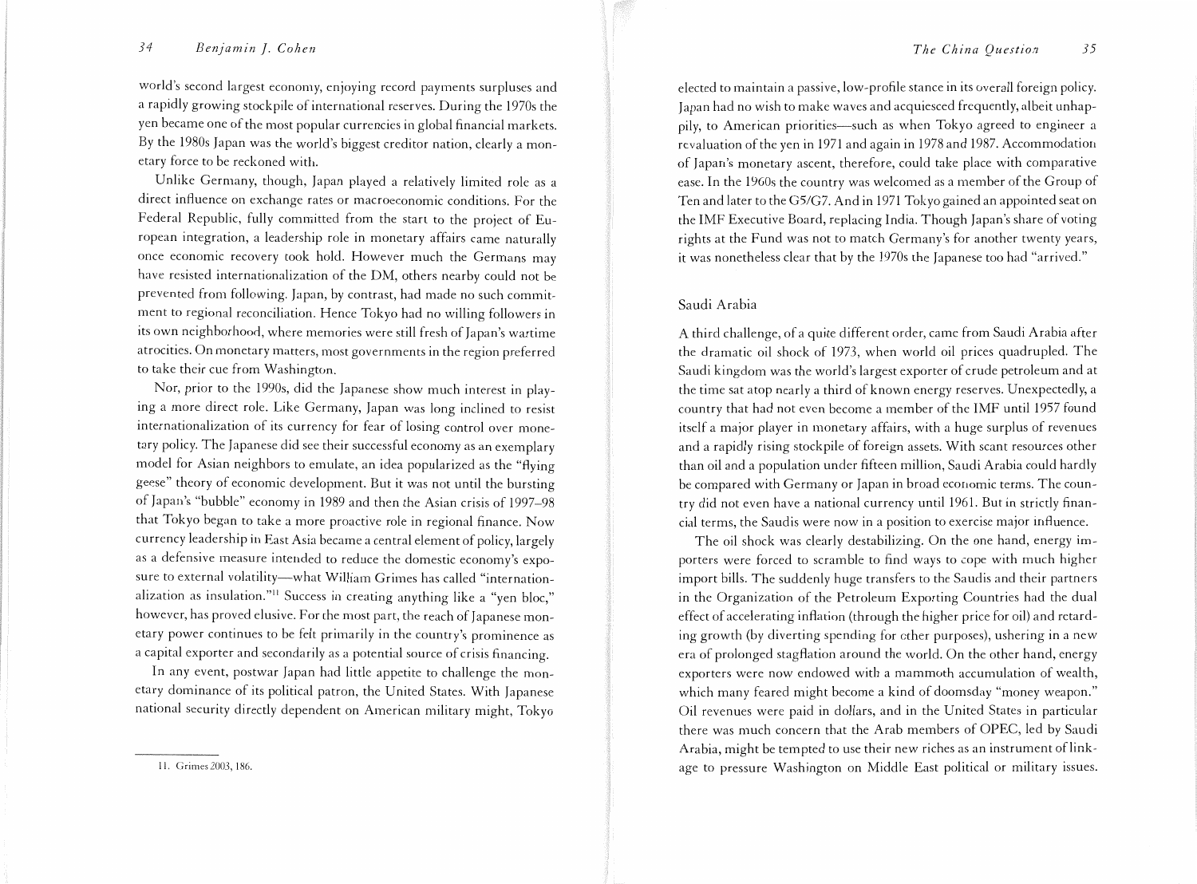world's second largest economy, enjoying record payments surpluses and a rapidly growing stockpile of international reserves. During the 1970s the yen became one of the most popular currencies in global financial markets. By the 1980s Japan was the world's biggest creditor nation, clearly a monetary force to be reckoned with.

Unlike Germany, though, Japan played a relatively limited role as a direct influence on exchange rates or macroeconomic conditions. For the Federal Republic, fully committed from the start to the project of European integration, a leadership role in monetary affairs came naturally once economic recovery took hold. However much the Germans may have resisted internationalization of the DM, others nearby could not be prevented from following. Japan, by contrast, had made no such commitment to regional reconciliation. Hence Tokyo had no willing followers in its own neighborhood, where memories were still fresh of Japan's wartime atrocities. On monetary matters, most governments in the region preferred to take their cue from Washington.

Nor, prior to the 1990s, did the Japanese show much interest in playing a more direct role. Like Germany, Japan was long inclined to resist internationalization of its currency for fear of losing control over monetary policy. The Japanese did see their successful economy as an exemplary model for Asian neighbors to emulate, an idea popularized as the "flying geese" theory of economic development. But it was not until the bursting of Japan's "bubble" economy in 1989 and then the Asian crisis of 1997–98 that Tokyo began to take a more proactive role in regional finance. Now currency leadership in East Asia became a central element of policy, largely as a defensive measure intended to reduce the domestic economy's exposure to external volatility—what William Grimes has called "internationalization as insulation."[11] Success in creating anything like a "yen bloc," however, has proved elusive. For the most part, the reach of Japanese monetary power continues to be felt primarily in the country's prominence as a capital exporter and secondarily as a potential source of crisis financing.

In any event, postwar Japan had little appetite to challenge the monetary dominance of its political patron, the United States. With Japanese national security directly dependent on American military might, Tokyo elected to maintain a passive, low-profile stance in its overall foreign policy. Japan had no wish to make waves and acquiesced frequently, albeit unhappily, to American priorities—such as when Tokyo agreed to engineer a revaluation of the yen in 1971 and again in 1978 and 1987. Accommodation of Japan's monetary ascent, therefore, could take place with comparative ease. In the 1960s the country was welcomed as a member of the Group of Ten and later to the G5/G7. And in 1971 Tokyo gained an appointed seat on the IMF Executive Board, replacing India. Though Japan's share of voting rights at the Fund was not to match Germany's for another twenty years, it was nonetheless clear that by the 1970s the Japanese too had "arrived."

## Saudi Arabia

A third challenge, of a quite different order, came from Saudi Arabia after the dramatic oil shock of 1973, when world oil prices quadrupled. The Saudi kingdom was the world's largest exporter of crude petroleum and at the time sat atop nearly a third of known energy reserves. Unexpectedly, a country that had not even become a member of the IMF until 1957 found itself a major player in monetary affairs, with a huge surplus of revenues and a rapidly rising stockpile of foreign assets. With scant resources other than oil and a population under fifteen million, Saudi Arabia could hardly be compared with Germany or Japan in broad economic terms. The country did not even have a national currency until 1961. But in strictly financial terms, the Saudis were now in a position to exercise major influence.

The oil shock was clearly destabilizing. On the one hand, energy importers were forced to scramble to find ways to cope with much higher import bills. The suddenly huge transfers to the Saudis and their partners in the Organization of the Petroleum Exporting Countries had the dual effect of accelerating inflation (through the higher price for oil) and retarding growth (by diverting spending for other purposes), ushering in a new era of prolonged stagflation around the world. On the other hand, energy exporters were now endowed with a mammoth accumulation of wealth, which many feared might become a kind of doomsday "money weapon." Oil revenues were paid in dollars, and in the United States in particular there was much concern that the Arab members of OPEC, led by Saudi Arabia, might be tempted to use their new riches as an instrument of linkage to pressure Washington on Middle East political or military issues.

11. Grimes 2003, 186.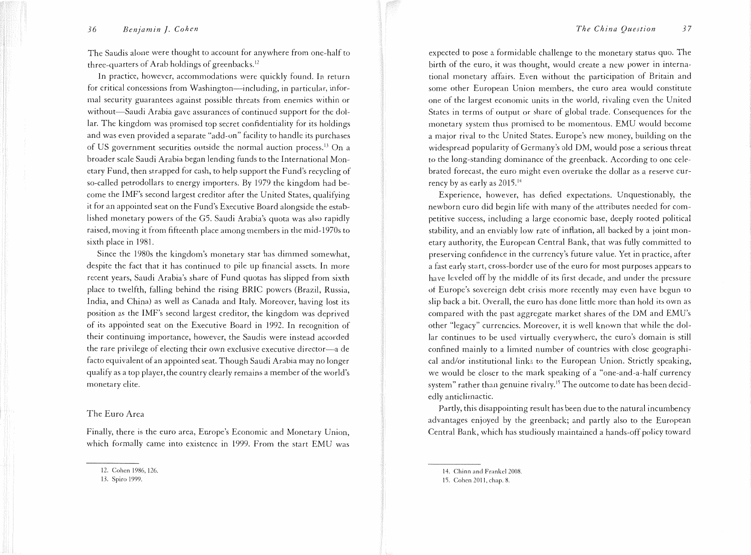The Saudis alone were thought to account for anywhere from one-half to three-quarters of Arab holdings of greenbacks.[12]

In practice, however, accommodations were quickly found. In return for critical concessions from Washington—including, in particular, informal security guarantees against possible threats from enemies within or without—Saudi Arabia gave assurances of continued support for the dollar. The kingdom was promised top secret confidentiality for its holdings and was even provided a separate "add-on" facility to handle its purchases of US government securities outside the normal auction process.[13] On a broader scale Saudi Arabia began lending funds to the International Monetary Fund, then strapped for cash, to help support the Fund's recycling of so-called petrodollars to energy importers. By 1979 the kingdom had become the IMF's second largest creditor after the United States, qualifying it for an appointed seat on the Fund's Executive Board alongside the established monetary powers of the G5. Saudi Arabia's quota was also rapidly raised, moving it from fifteenth place among members in the mid-1970s to sixth place in 1981.

Since the 1980s the kingdom's monetary star has dimmed somewhat, despite the fact that it has continued to pile up financial assets. In more recent years, Saudi Arabia's share of Fund quotas has slipped from sixth place to twelfth, falling behind the rising BRIC powers (Brazil, Russia, India, and China) as well as Canada and Italy. Moreover, having lost its position as the IMF's second largest creditor, the kingdom was deprived of its appointed seat on the Executive Board in 1992. In recognition of their continuing importance, however, the Saudis were instead accorded the rare privilege of electing their own exclusive executive director—a de facto equivalent of an appointed seat. Though Saudi Arabia may no longer qualify as a top player, the country clearly remains a member of the world's monetary elite.

### The Euro Area

Finally, there is the euro area, Europe's Economic and Monetary Union, which formally came into existence in 1999. From the start EMU was expected to pose a formidable challenge to the monetary status quo. The birth of the euro, it was thought, would create a new power in international monetary affairs. Even without the participation of Britain and some other European Union members, the euro area would constitute one of the largest economic units in the world, rivaling even the United States in terms of output or share of global trade. Consequences for the monetary system thus promised to be momentous. EMU would become a major rival to the United States. Europe's new money, building on the widespread popularity of Germany's old DM, would pose a serious threat to the long-standing dominance of the greenback. According to one celebrated forecast, the euro might even overtake the dollar as a reserve currency by as early as 2015.[14]

Experience, however, has defied expectations. Unquestionably, the newborn euro did begin life with many of the attributes needed for competitive success, including a large economic base, deeply rooted political stability, and an enviably low rate of inflation, all backed by a joint monetary authority, the European Central Bank, that was fully committed to preserving confidence in the currency's future value. Yet in practice, after a fast early start, cross-border use of the euro for most purposes appears to have leveled off by the middle of its first decade, and under the pressure of Europe's sovereign debt crisis more recently may even have begun to slip back a bit. Overall, the euro has done little more than hold its own as compared with the past aggregate market shares of the DM and EMU's other "legacy" currencies. Moreover, it is well known that while the dollar continues to be used virtually everywhere, the euro's domain is still confined mainly to a limited number of countries with close geographical and/or institutional links to the European Union. Strictly speaking, we would be closer to the mark speaking of a "one-and-a-half currency system" rather than genuine rivalry.[15] The outcome to date has been decidedly anticlimactic.

Partly, this disappointing result has been due to the natural incumbency advantages enjoyed by the greenback; and partly also to the European Central Bank, which has studiously maintained a hands-off policy toward

---

12. Cohen 1986, 126.
13. Spiro 1999.
14. Chinn and Frankel 2008.
15. Cohen 2011, chap. 8.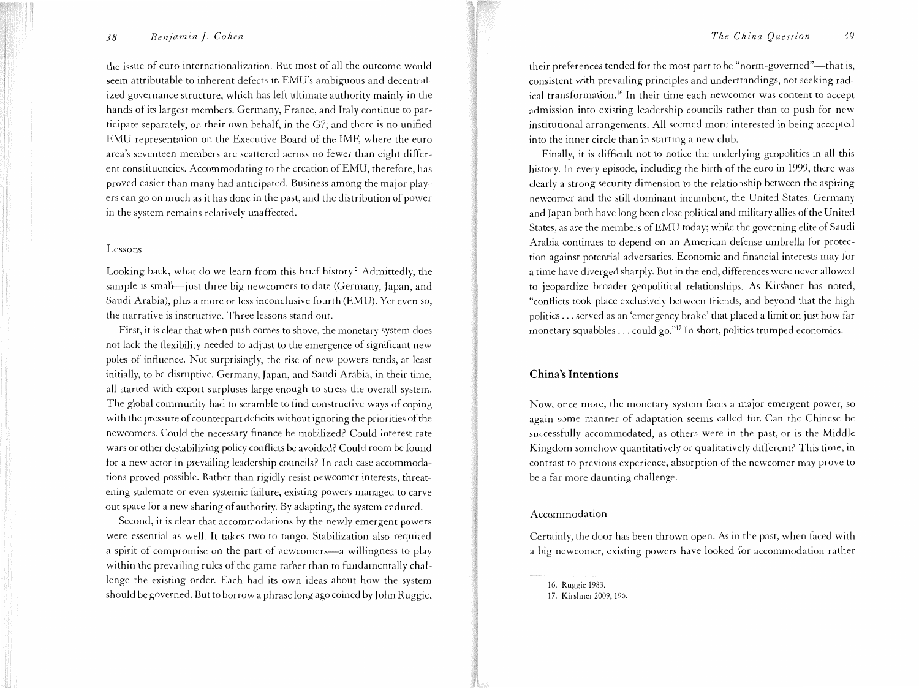the issue of euro internationalization. But most of all the outcome would seem attributable to inherent defects in EMU's ambiguous and decentralized governance structure, which has left ultimate authority mainly in the hands of its largest members. Germany, France, and Italy continue to participate separately, on their own behalf, in the G7; and there is no unified EMU representation on the Executive Board of the IMF, where the euro area's seventeen members are scattered across no fewer than eight different constituencies. Accommodating to the creation of EMU, therefore, has proved easier than many had anticipated. Business among the major players can go on much as it has done in the past, and the distribution of power in the system remains relatively unaffected.

### Lessons

Looking back, what do we learn from this brief history? Admittedly, the sample is small—just three big newcomers to date (Germany, Japan, and Saudi Arabia), plus a more or less inconclusive fourth (EMU). Yet even so, the narrative is instructive. Three lessons stand out.

First, it is clear that when push comes to shove, the monetary system does not lack the flexibility needed to adjust to the emergence of significant new poles of influence. Not surprisingly, the rise of new powers tends, at least initially, to be disruptive. Germany, Japan, and Saudi Arabia, in their time, all started with export surpluses large enough to stress the overall system. The global community had to scramble to find constructive ways of coping with the pressure of counterpart deficits without ignoring the priorities of the newcomers. Could the necessary finance be mobilized? Could interest rate wars or other destabilizing policy conflicts be avoided? Could room be found for a new actor in prevailing leadership councils? In each case accommodations proved possible. Rather than rigidly resist newcomer interests, threatening stalemate or even systemic failure, existing powers managed to carve out space for a new sharing of authority. By adapting, the system endured.

Second, it is clear that accommodations by the newly emergent powers were essential as well. It takes two to tango. Stabilization also required a spirit of compromise on the part of newcomers—a willingness to play within the prevailing rules of the game rather than to fundamentally challenge the existing order. Each had its own ideas about how the system should be governed. But to borrow a phrase long ago coined by John Ruggie, their preferences tended for the most part to be "norm-governed"—that is, consistent with prevailing principles and understandings, not seeking radical transformation.[16] In their time each newcomer was content to accept admission into existing leadership councils rather than to push for new institutional arrangements. All seemed more interested in being accepted into the inner circle than in starting a new club.

Finally, it is difficult not to notice the underlying geopolitics in all this history. In every episode, including the birth of the euro in 1999, there was clearly a strong security dimension to the relationship between the aspiring newcomer and the still dominant incumbent, the United States. Germany and Japan both have long been close political and military allies of the United States, as are the members of EMU today; while the governing elite of Saudi Arabia continues to depend on an American defense umbrella for protection against potential adversaries. Economic and financial interests may for a time have diverged sharply. But in the end, differences were never allowed to jeopardize broader geopolitical relationships. As Kirshner has noted, "conflicts took place exclusively between friends, and beyond that the high politics . . . served as an 'emergency brake' that placed a limit on just how far monetary squabbles . . . could go."[17] In short, politics trumped economics.

## China's Intentions

Now, once more, the monetary system faces a major emergent power, so again some manner of adaptation seems called for. Can the Chinese be successfully accommodated, as others were in the past, or is the Middle Kingdom somehow quantitatively or qualitatively different? This time, in contrast to previous experience, absorption of the newcomer may prove to be a far more daunting challenge.

### Accommodation

Certainly, the door has been thrown open. As in the past, when faced with a big newcomer, existing powers have looked for accommodation rather

16. Ruggie 1983.
17. Kirshner 2009, 190.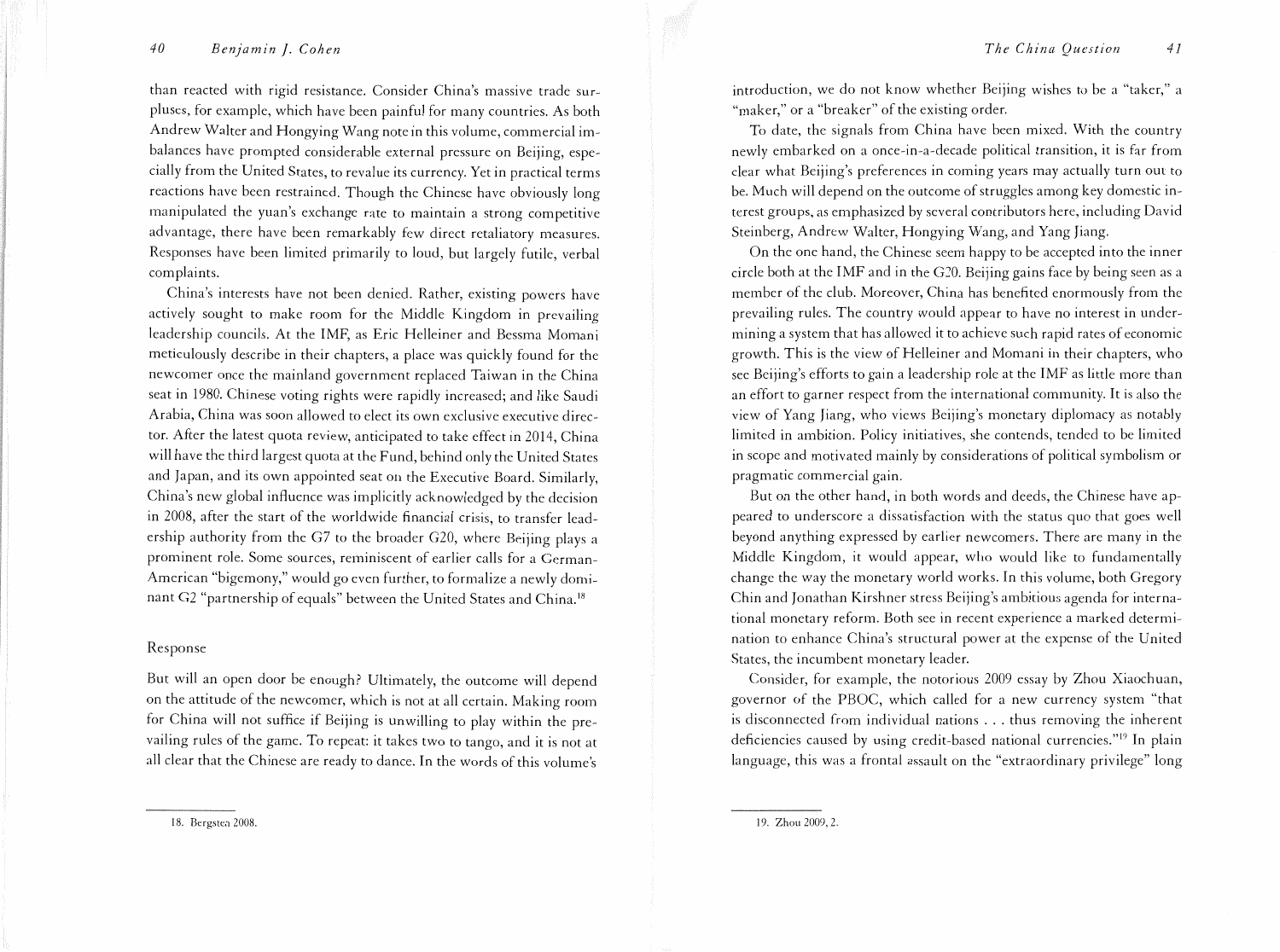than reacted with rigid resistance. Consider China's massive trade surpluses, for example, which have been painful for many countries. As both Andrew Walter and Hongying Wang note in this volume, commercial imbalances have prompted considerable external pressure on Beijing, especially from the United States, to revalue its currency. Yet in practical terms reactions have been restrained. Though the Chinese have obviously long manipulated the yuan's exchange rate to maintain a strong competitive advantage, there have been remarkably few direct retaliatory measures. Responses have been limited primarily to loud, but largely futile, verbal complaints.

China's interests have not been denied. Rather, existing powers have actively sought to make room for the Middle Kingdom in prevailing leadership councils. At the IMF, as Eric Helleiner and Bessma Momani meticulously describe in their chapters, a place was quickly found for the newcomer once the mainland government replaced Taiwan in the China seat in 1980. Chinese voting rights were rapidly increased; and like Saudi Arabia, China was soon allowed to elect its own exclusive executive director. After the latest quota review, anticipated to take effect in 2014, China will have the third largest quota at the Fund, behind only the United States and Japan, and its own appointed seat on the Executive Board. Similarly, China's new global influence was implicitly acknowledged by the decision in 2008, after the start of the worldwide financial crisis, to transfer leadership authority from the G7 to the broader G20, where Beijing plays a prominent role. Some sources, reminiscent of earlier calls for a German-American "bigemony," would go even further, to formalize a newly dominant G2 "partnership of equals" between the United States and China.[18]

## Response

But will an open door be enough? Ultimately, the outcome will depend on the attitude of the newcomer, which is not at all certain. Making room for China will not suffice if Beijing is unwilling to play within the prevailing rules of the game. To repeat: it takes two to tango, and it is not at all clear that the Chinese are ready to dance. In the words of this volume's introduction, we do not know whether Beijing wishes to be a "taker," a "maker," or a "breaker" of the existing order.

To date, the signals from China have been mixed. With the country newly embarked on a once-in-a-decade political transition, it is far from clear what Beijing's preferences in coming years may actually turn out to be. Much will depend on the outcome of struggles among key domestic interest groups, as emphasized by several contributors here, including David Steinberg, Andrew Walter, Hongying Wang, and Yang Jiang.

On the one hand, the Chinese seem happy to be accepted into the inner circle both at the IMF and in the G20. Beijing gains face by being seen as a member of the club. Moreover, China has benefited enormously from the prevailing rules. The country would appear to have no interest in undermining a system that has allowed it to achieve such rapid rates of economic growth. This is the view of Helleiner and Momani in their chapters, who see Beijing's efforts to gain a leadership role at the IMF as little more than an effort to garner respect from the international community. It is also the view of Yang Jiang, who views Beijing's monetary diplomacy as notably limited in ambition. Policy initiatives, she contends, tended to be limited in scope and motivated mainly by considerations of political symbolism or pragmatic commercial gain.

But on the other hand, in both words and deeds, the Chinese have appeared to underscore a dissatisfaction with the status quo that goes well beyond anything expressed by earlier newcomers. There are many in the Middle Kingdom, it would appear, who would like to fundamentally change the way the monetary world works. In this volume, both Gregory Chin and Jonathan Kirshner stress Beijing's ambitious agenda for international monetary reform. Both see in recent experience a marked determination to enhance China's structural power at the expense of the United States, the incumbent monetary leader.

Consider, for example, the notorious 2009 essay by Zhou Xiaochuan, governor of the PBOC, which called for a new currency system "that is disconnected from individual nations . . . thus removing the inherent deficiencies caused by using credit-based national currencies."[19] In plain language, this was a frontal assault on the "extraordinary privilege" long

---

18. Bergsten 2008.

19. Zhou 2009, 2.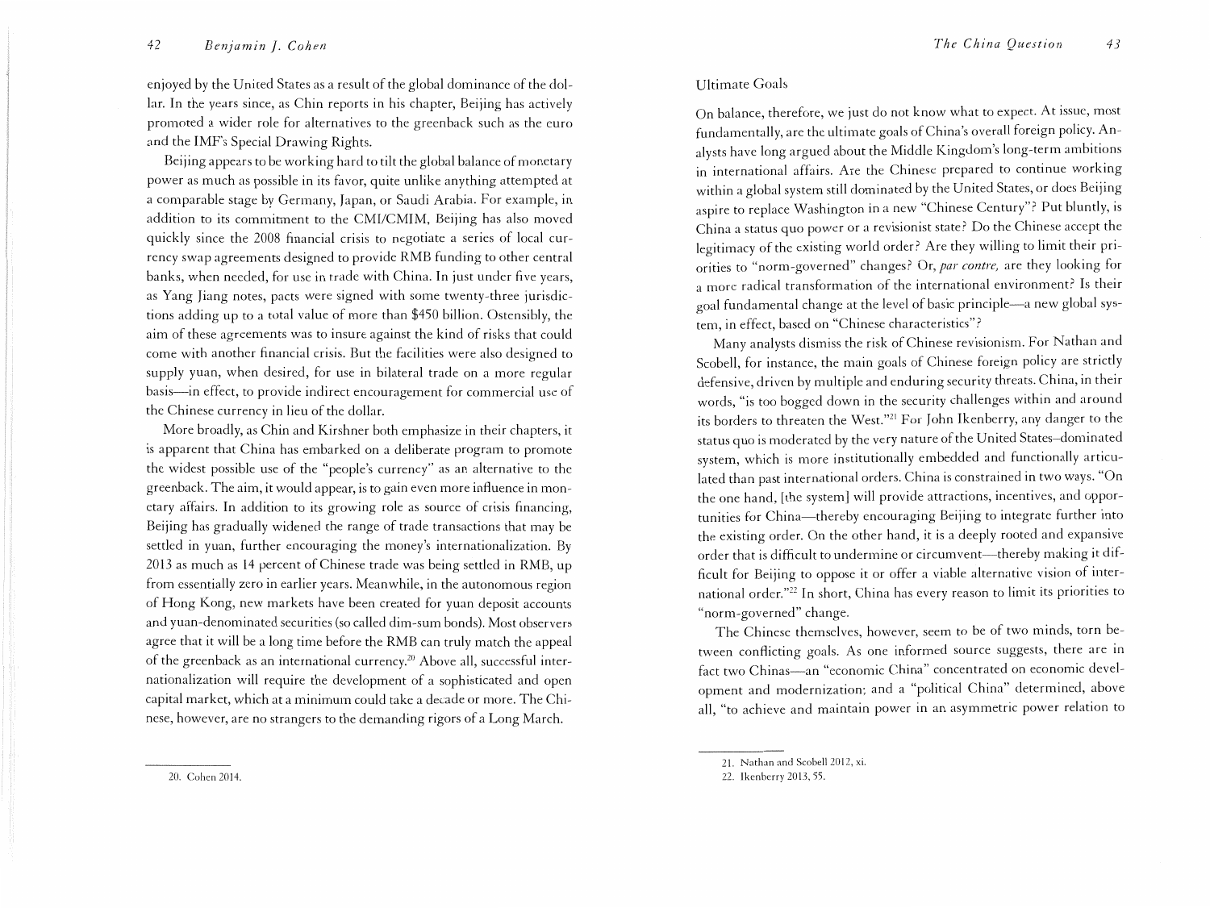enjoyed by the United States as a result of the global dominance of the dollar. In the years since, as Chin reports in his chapter, Beijing has actively promoted a wider role for alternatives to the greenback such as the euro and the IMF's Special Drawing Rights.

Beijing appears to be working hard to tilt the global balance of monetary power as much as possible in its favor, quite unlike anything attempted at a comparable stage by Germany, Japan, or Saudi Arabia. For example, in addition to its commitment to the CMI/CMIM, Beijing has also moved quickly since the 2008 financial crisis to negotiate a series of local currency swap agreements designed to provide RMB funding to other central banks, when needed, for use in trade with China. In just under five years, as Yang Jiang notes, pacts were signed with some twenty-three jurisdictions adding up to a total value of more than $450 billion. Ostensibly, the aim of these agreements was to insure against the kind of risks that could come with another financial crisis. But the facilities were also designed to supply yuan, when desired, for use in bilateral trade on a more regular basis—in effect, to provide indirect encouragement for commercial use of the Chinese currency in lieu of the dollar.

More broadly, as Chin and Kirshner both emphasize in their chapters, it is apparent that China has embarked on a deliberate program to promote the widest possible use of the "people's currency" as an alternative to the greenback. The aim, it would appear, is to gain even more influence in monetary affairs. In addition to its growing role as source of crisis financing, Beijing has gradually widened the range of trade transactions that may be settled in yuan, further encouraging the money's internationalization. By 2013 as much as 14 percent of Chinese trade was being settled in RMB, up from essentially zero in earlier years. Meanwhile, in the autonomous region of Hong Kong, new markets have been created for yuan deposit accounts and yuan-denominated securities (so called dim-sum bonds). Most observers agree that it will be a long time before the RMB can truly match the appeal of the greenback as an international currency.[20] Above all, successful internationalization will require the development of a sophisticated and open capital market, which at a minimum could take a decade or more. The Chinese, however, are no strangers to the demanding rigors of a Long March.

20. Cohen 2014.

### Ultimate Goals

On balance, therefore, we just do not know what to expect. At issue, most fundamentally, are the ultimate goals of China's overall foreign policy. Analysts have long argued about the Middle Kingdom's long-term ambitions in international affairs. Are the Chinese prepared to continue working within a global system still dominated by the United States, or does Beijing aspire to replace Washington in a new "Chinese Century"? Put bluntly, is China a status quo power or a revisionist state? Do the Chinese accept the legitimacy of the existing world order? Are they willing to limit their priorities to "norm-governed" changes? Or, *par contre,* are they looking for a more radical transformation of the international environment? Is their goal fundamental change at the level of basic principle—a new global system, in effect, based on "Chinese characteristics"?

Many analysts dismiss the risk of Chinese revisionism. For Nathan and Scobell, for instance, the main goals of Chinese foreign policy are strictly defensive, driven by multiple and enduring security threats. China, in their words, "is too bogged down in the security challenges within and around its borders to threaten the West."[21] For John Ikenberry, any danger to the status quo is moderated by the very nature of the United States–dominated system, which is more institutionally embedded and functionally articulated than past international orders. China is constrained in two ways. "On the one hand, [the system] will provide attractions, incentives, and opportunities for China—thereby encouraging Beijing to integrate further into the existing order. On the other hand, it is a deeply rooted and expansive order that is difficult to undermine or circumvent—thereby making it difficult for Beijing to oppose it or offer a viable alternative vision of international order."[22] In short, China has every reason to limit its priorities to "norm-governed" change.

The Chinese themselves, however, seem to be of two minds, torn between conflicting goals. As one informed source suggests, there are in fact two Chinas—an "economic China" concentrated on economic development and modernization; and a "political China" determined, above all, "to achieve and maintain power in an asymmetric power relation to

21. Nathan and Scobell 2012, xi.

22. Ikenberry 2013, 55.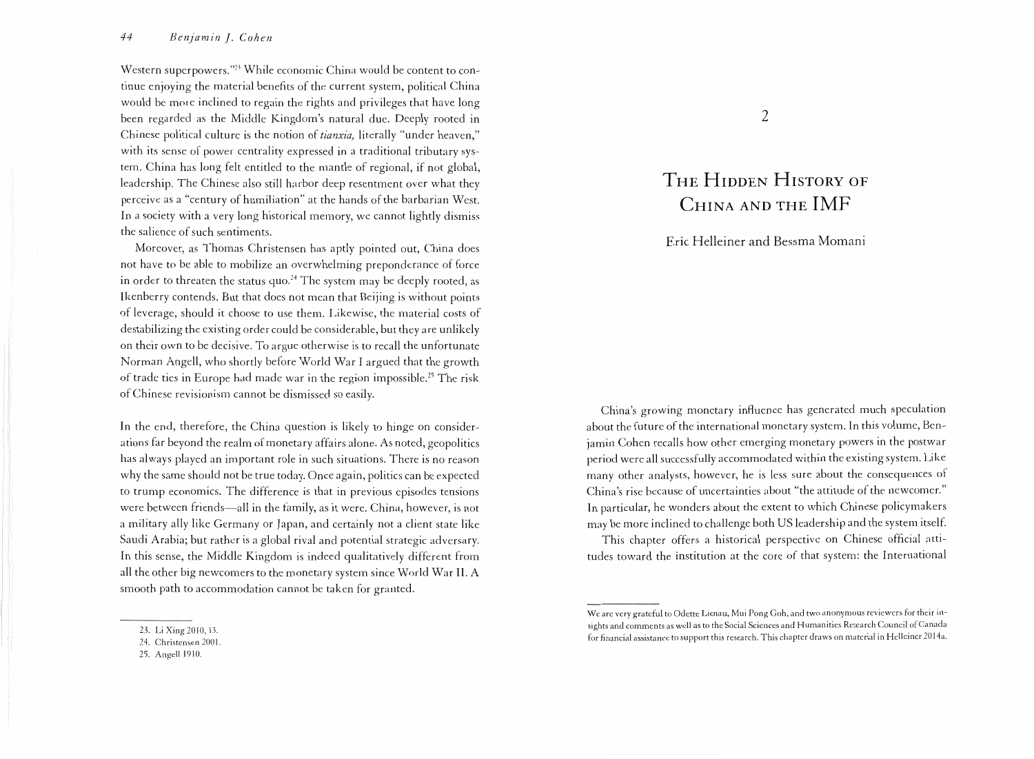Western superpowers."[23] While economic China would be content to continue enjoying the material benefits of the current system, political China would be more inclined to regain the rights and privileges that have long been regarded as the Middle Kingdom's natural due. Deeply rooted in Chinese political culture is the notion of *tianxia,* literally "under heaven," with its sense of power centrality expressed in a traditional tributary system. China has long felt entitled to the mantle of regional, if not global, leadership. The Chinese also still harbor deep resentment over what they perceive as a "century of humiliation" at the hands of the barbarian West. In a society with a very long historical memory, we cannot lightly dismiss the salience of such sentiments.

Moreover, as Thomas Christensen has aptly pointed out, China does not have to be able to mobilize an overwhelming preponderance of force in order to threaten the status quo.[24] The system may be deeply rooted, as Ikenberry contends. But that does not mean that Beijing is without points of leverage, should it choose to use them. Likewise, the material costs of destabilizing the existing order could be considerable, but they are unlikely on their own to be decisive. To argue otherwise is to recall the unfortunate Norman Angell, who shortly before World War I argued that the growth of trade ties in Europe had made war in the region impossible.[25] The risk of Chinese revisionism cannot be dismissed so easily.

In the end, therefore, the China question is likely to hinge on considerations far beyond the realm of monetary affairs alone. As noted, geopolitics has always played an important role in such situations. There is no reason why the same should not be true today. Once again, politics can be expected to trump economics. The difference is that in previous episodes tensions were between friends—all in the family, as it were. China, however, is not a military ally like Germany or Japan, and certainly not a client state like Saudi Arabia; but rather is a global rival and potential strategic adversary. In this sense, the Middle Kingdom is indeed qualitatively different from all the other big newcomers to the monetary system since World War II. A smooth path to accommodation cannot be taken for granted.

23. Li Xing 2010, 13.
24. Christensen 2001.
25. Angell 1910.

# 2

# The Hidden History of China and the IMF

Eric Helleiner and Bessma Momani

China's growing monetary influence has generated much speculation about the future of the international monetary system. In this volume, Benjamin Cohen recalls how other emerging monetary powers in the postwar period were all successfully accommodated within the existing system. Like many other analysts, however, he is less sure about the consequences of China's rise because of uncertainties about "the attitude of the newcomer." In particular, he wonders about the extent to which Chinese policymakers may be more inclined to challenge both US leadership and the system itself.

This chapter offers a historical perspective on Chinese official attitudes toward the institution at the core of that system: the International

We are very grateful to Odette Lienau, Mui Pong Goh, and two anonymous reviewers for their insights and comments as well as to the Social Sciences and Humanities Research Council of Canada for financial assistance to support this research. This chapter draws on material in Helleiner 2014a.